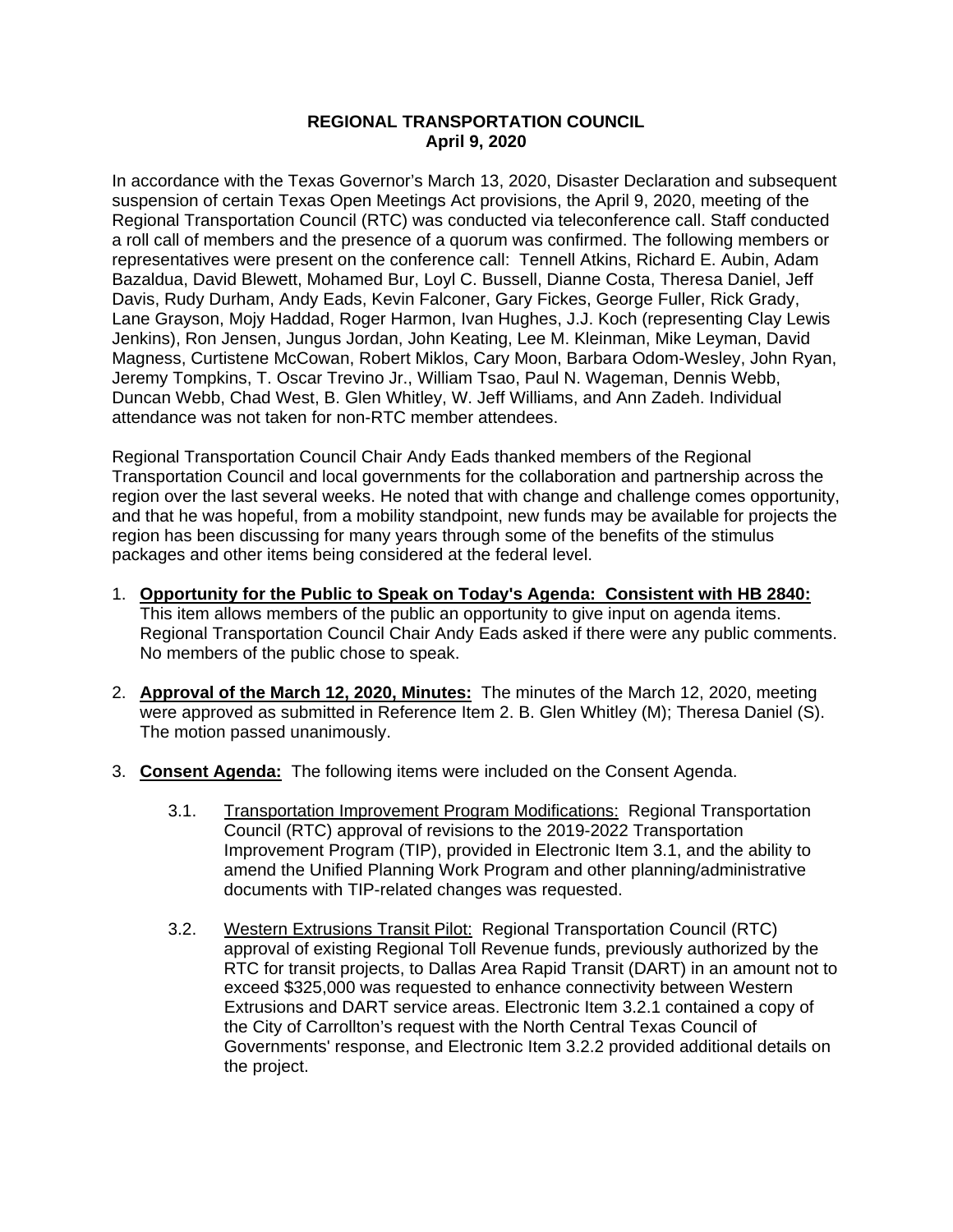**REGIONAL TRANSPORTATION COUNCIL**
**April 9, 2020**

In accordance with the Texas Governor's March 13, 2020, Disaster Declaration and subsequent suspension of certain Texas Open Meetings Act provisions, the April 9, 2020, meeting of the Regional Transportation Council (RTC) was conducted via teleconference call. Staff conducted a roll call of members and the presence of a quorum was confirmed. The following members or representatives were present on the conference call: Tennell Atkins, Richard E. Aubin, Adam Bazaldua, David Blewett, Mohamed Bur, Loyl C. Bussell, Dianne Costa, Theresa Daniel, Jeff Davis, Rudy Durham, Andy Eads, Kevin Falconer, Gary Fickes, George Fuller, Rick Grady, Lane Grayson, Mojy Haddad, Roger Harmon, Ivan Hughes, J.J. Koch (representing Clay Lewis Jenkins), Ron Jensen, Jungus Jordan, John Keating, Lee M. Kleinman, Mike Leyman, David Magness, Curtistene McCowan, Robert Miklos, Cary Moon, Barbara Odom-Wesley, John Ryan, Jeremy Tompkins, T. Oscar Trevino Jr., William Tsao, Paul N. Wageman, Dennis Webb, Duncan Webb, Chad West, B. Glen Whitley, W. Jeff Williams, and Ann Zadeh. Individual attendance was not taken for non-RTC member attendees.

Regional Transportation Council Chair Andy Eads thanked members of the Regional Transportation Council and local governments for the collaboration and partnership across the region over the last several weeks. He noted that with change and challenge comes opportunity, and that he was hopeful, from a mobility standpoint, new funds may be available for projects the region has been discussing for many years through some of the benefits of the stimulus packages and other items being considered at the federal level.

1. **Opportunity for the Public to Speak on Today's Agenda: Consistent with HB 2840:** This item allows members of the public an opportunity to give input on agenda items. Regional Transportation Council Chair Andy Eads asked if there were any public comments. No members of the public chose to speak.

2. **Approval of the March 12, 2020, Minutes:** The minutes of the March 12, 2020, meeting were approved as submitted in Reference Item 2. B. Glen Whitley (M); Theresa Daniel (S). The motion passed unanimously.

3. **Consent Agenda:** The following items were included on the Consent Agenda.

   3.1. Transportation Improvement Program Modifications: Regional Transportation Council (RTC) approval of revisions to the 2019-2022 Transportation Improvement Program (TIP), provided in Electronic Item 3.1, and the ability to amend the Unified Planning Work Program and other planning/administrative documents with TIP-related changes was requested.

   3.2. Western Extrusions Transit Pilot: Regional Transportation Council (RTC) approval of existing Regional Toll Revenue funds, previously authorized by the RTC for transit projects, to Dallas Area Rapid Transit (DART) in an amount not to exceed $325,000 was requested to enhance connectivity between Western Extrusions and DART service areas. Electronic Item 3.2.1 contained a copy of the City of Carrollton's request with the North Central Texas Council of Governments' response, and Electronic Item 3.2.2 provided additional details on the project.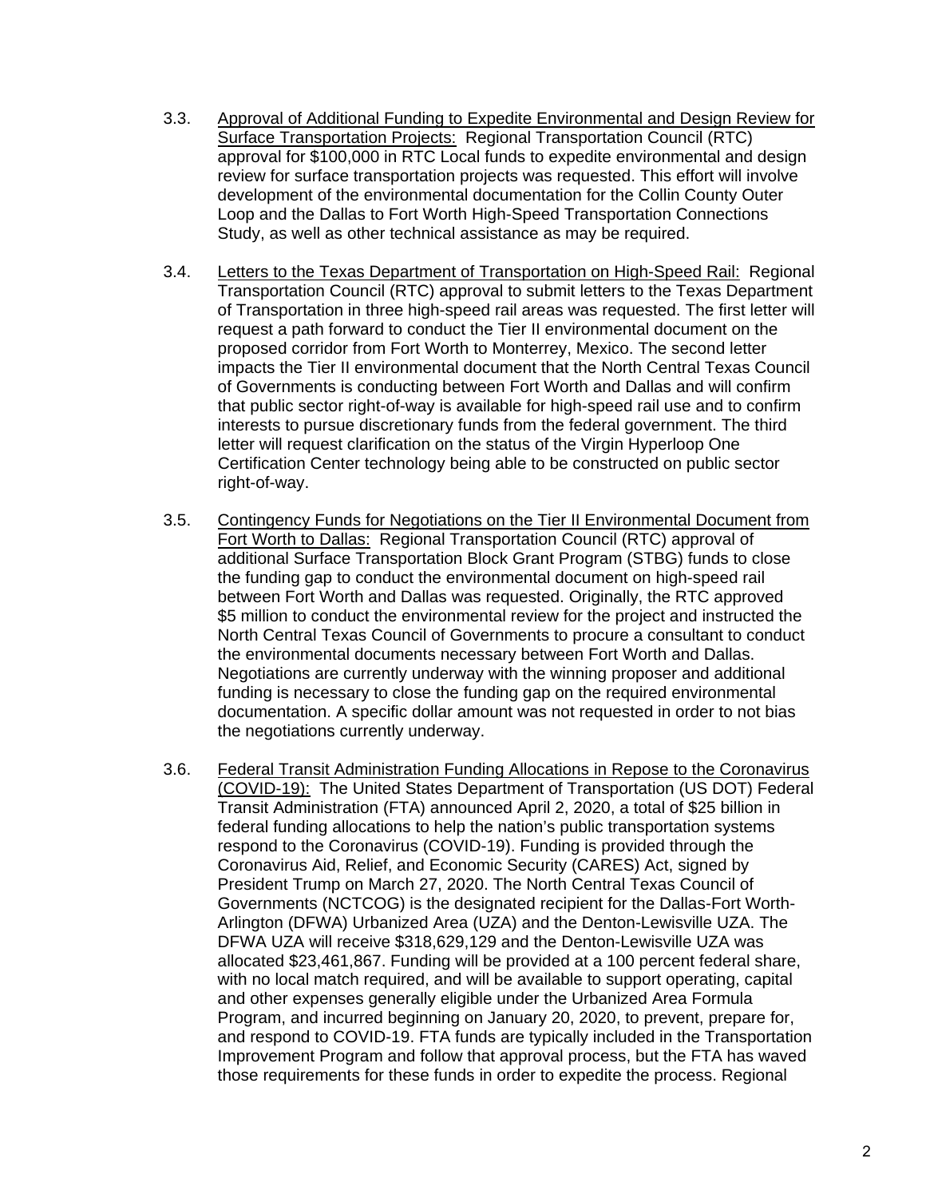3.3. Approval of Additional Funding to Expedite Environmental and Design Review for Surface Transportation Projects: Regional Transportation Council (RTC) approval for $100,000 in RTC Local funds to expedite environmental and design review for surface transportation projects was requested. This effort will involve development of the environmental documentation for the Collin County Outer Loop and the Dallas to Fort Worth High-Speed Transportation Connections Study, as well as other technical assistance as may be required.

3.4. Letters to the Texas Department of Transportation on High-Speed Rail: Regional Transportation Council (RTC) approval to submit letters to the Texas Department of Transportation in three high-speed rail areas was requested. The first letter will request a path forward to conduct the Tier II environmental document on the proposed corridor from Fort Worth to Monterrey, Mexico. The second letter impacts the Tier II environmental document that the North Central Texas Council of Governments is conducting between Fort Worth and Dallas and will confirm that public sector right-of-way is available for high-speed rail use and to confirm interests to pursue discretionary funds from the federal government. The third letter will request clarification on the status of the Virgin Hyperloop One Certification Center technology being able to be constructed on public sector right-of-way.

3.5. Contingency Funds for Negotiations on the Tier II Environmental Document from Fort Worth to Dallas: Regional Transportation Council (RTC) approval of additional Surface Transportation Block Grant Program (STBG) funds to close the funding gap to conduct the environmental document on high-speed rail between Fort Worth and Dallas was requested. Originally, the RTC approved $5 million to conduct the environmental review for the project and instructed the North Central Texas Council of Governments to procure a consultant to conduct the environmental documents necessary between Fort Worth and Dallas. Negotiations are currently underway with the winning proposer and additional funding is necessary to close the funding gap on the required environmental documentation. A specific dollar amount was not requested in order to not bias the negotiations currently underway.

3.6. Federal Transit Administration Funding Allocations in Repose to the Coronavirus (COVID-19): The United States Department of Transportation (US DOT) Federal Transit Administration (FTA) announced April 2, 2020, a total of $25 billion in federal funding allocations to help the nation's public transportation systems respond to the Coronavirus (COVID-19). Funding is provided through the Coronavirus Aid, Relief, and Economic Security (CARES) Act, signed by President Trump on March 27, 2020. The North Central Texas Council of Governments (NCTCOG) is the designated recipient for the Dallas-Fort Worth-Arlington (DFWA) Urbanized Area (UZA) and the Denton-Lewisville UZA. The DFWA UZA will receive $318,629,129 and the Denton-Lewisville UZA was allocated $23,461,867. Funding will be provided at a 100 percent federal share, with no local match required, and will be available to support operating, capital and other expenses generally eligible under the Urbanized Area Formula Program, and incurred beginning on January 20, 2020, to prevent, prepare for, and respond to COVID-19. FTA funds are typically included in the Transportation Improvement Program and follow that approval process, but the FTA has waved those requirements for these funds in order to expedite the process. Regional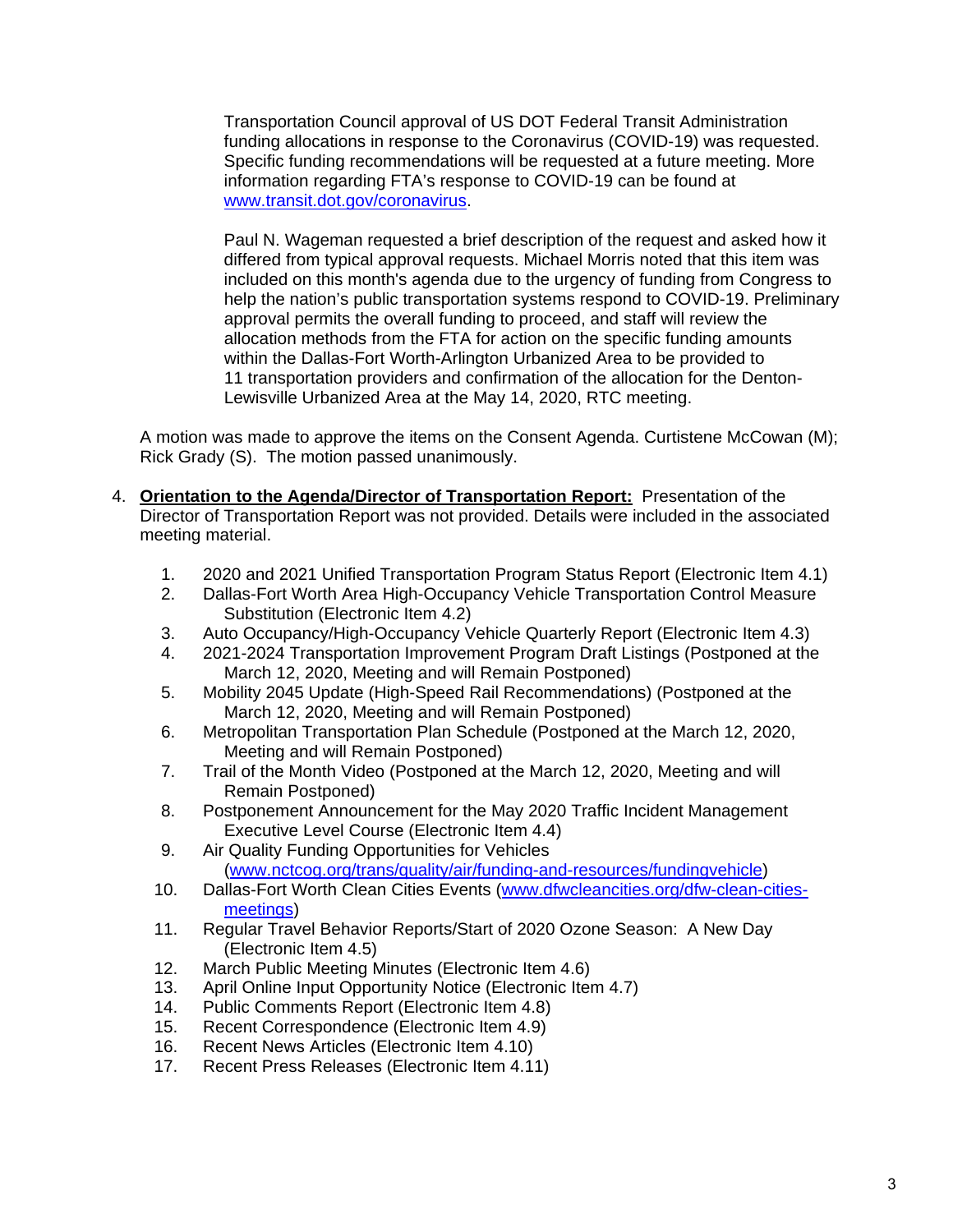Transportation Council approval of US DOT Federal Transit Administration funding allocations in response to the Coronavirus (COVID-19) was requested. Specific funding recommendations will be requested at a future meeting. More information regarding FTA's response to COVID-19 can be found at [www.transit.dot.gov/coronavirus](www.transit.dot.gov/coronavirus).

Paul N. Wageman requested a brief description of the request and asked how it differed from typical approval requests. Michael Morris noted that this item was included on this month's agenda due to the urgency of funding from Congress to help the nation's public transportation systems respond to COVID-19. Preliminary approval permits the overall funding to proceed, and staff will review the allocation methods from the FTA for action on the specific funding amounts within the Dallas-Fort Worth-Arlington Urbanized Area to be provided to 11 transportation providers and confirmation of the allocation for the Denton-Lewisville Urbanized Area at the May 14, 2020, RTC meeting.

A motion was made to approve the items on the Consent Agenda. Curtistene McCowan (M); Rick Grady (S). The motion passed unanimously.

4. **Orientation to the Agenda/Director of Transportation Report:** Presentation of the Director of Transportation Report was not provided. Details were included in the associated meeting material.

   1. 2020 and 2021 Unified Transportation Program Status Report (Electronic Item 4.1)
   2. Dallas-Fort Worth Area High-Occupancy Vehicle Transportation Control Measure Substitution (Electronic Item 4.2)
   3. Auto Occupancy/High-Occupancy Vehicle Quarterly Report (Electronic Item 4.3)
   4. 2021-2024 Transportation Improvement Program Draft Listings (Postponed at the March 12, 2020, Meeting and will Remain Postponed)
   5. Mobility 2045 Update (High-Speed Rail Recommendations) (Postponed at the March 12, 2020, Meeting and will Remain Postponed)
   6. Metropolitan Transportation Plan Schedule (Postponed at the March 12, 2020, Meeting and will Remain Postponed)
   7. Trail of the Month Video (Postponed at the March 12, 2020, Meeting and will Remain Postponed)
   8. Postponement Announcement for the May 2020 Traffic Incident Management Executive Level Course (Electronic Item 4.4)
   9. Air Quality Funding Opportunities for Vehicles ([www.nctcog.org/trans/quality/air/funding-and-resources/fundingvehicle](www.nctcog.org/trans/quality/air/funding-and-resources/fundingvehicle))
   10. Dallas-Fort Worth Clean Cities Events ([www.dfwcleancities.org/dfw-clean-cities-meetings](www.dfwcleancities.org/dfw-clean-cities-meetings))
   11. Regular Travel Behavior Reports/Start of 2020 Ozone Season: A New Day (Electronic Item 4.5)
   12. March Public Meeting Minutes (Electronic Item 4.6)
   13. April Online Input Opportunity Notice (Electronic Item 4.7)
   14. Public Comments Report (Electronic Item 4.8)
   15. Recent Correspondence (Electronic Item 4.9)
   16. Recent News Articles (Electronic Item 4.10)
   17. Recent Press Releases (Electronic Item 4.11)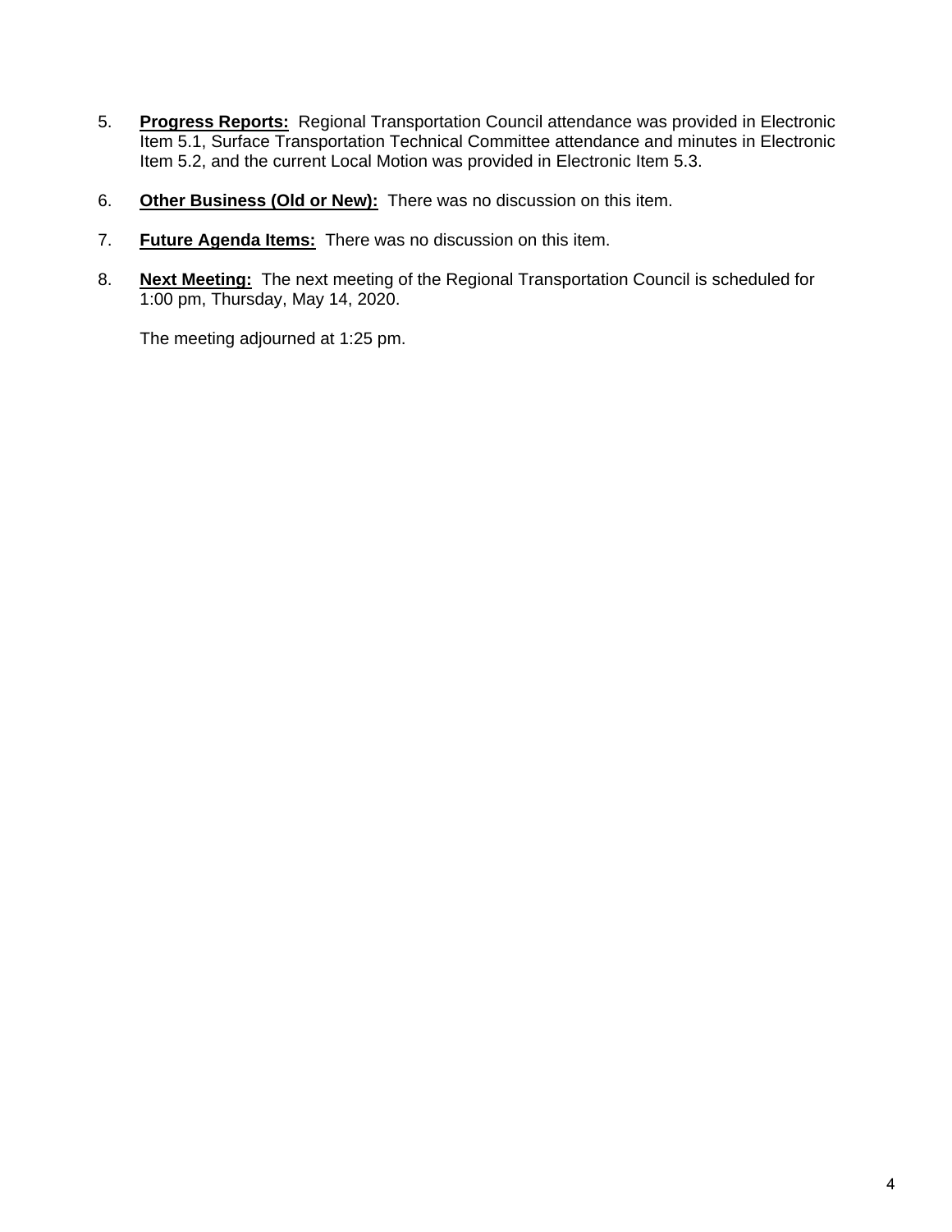5. **Progress Reports:** Regional Transportation Council attendance was provided in Electronic Item 5.1, Surface Transportation Technical Committee attendance and minutes in Electronic Item 5.2, and the current Local Motion was provided in Electronic Item 5.3.

6. **Other Business (Old or New):** There was no discussion on this item.

7. **Future Agenda Items:** There was no discussion on this item.

8. **Next Meeting:** The next meeting of the Regional Transportation Council is scheduled for 1:00 pm, Thursday, May 14, 2020.

   The meeting adjourned at 1:25 pm.